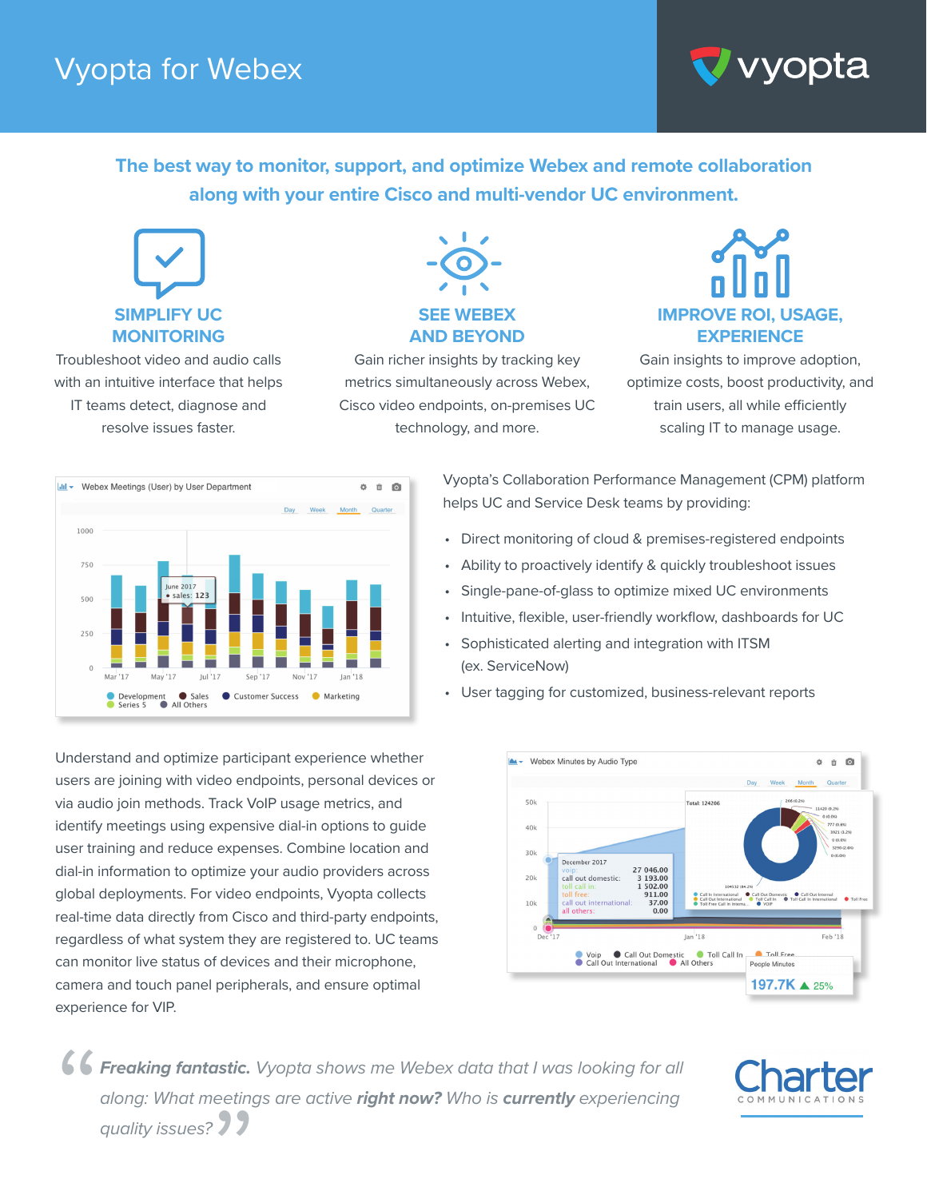# Vyopta for Webex

**The best way to monitor, support, and optimize Webex and remote collaboration along with your entire Cisco and multi-vendor UC environment.**

## SIMPLIFY UC MONITORING

Troubleshoot video and audio calls with an intuitive interface that helps IT teams detect, diagnose and resolve issues faster.

## SEE WEBEX AND BEYOND

Gain richer insights by tracking key metrics simultaneously across Webex, Cisco video endpoints, on-premises UC technology, and more.

## IMPROVE ROI, USAGE, EXPERIENCE

Gain insights to improve adoption, optimize costs, boost productivity, and train users, all while efficiently scaling IT to manage usage.

Vyopta's Collaboration Performance Management (CPM) platform helps UC and Service Desk teams by providing:

- Direct monitoring of cloud & premises-registered endpoints
- Ability to proactively identify & quickly troubleshoot issues
- Single-pane-of-glass to optimize mixed UC environments
- Intuitive, flexible, user-friendly workflow, dashboards for UC
- Sophisticated alerting and integration with ITSM (ex. ServiceNow)
- User tagging for customized, business-relevant reports

Understand and optimize participant experience whether users are joining with video endpoints, personal devices or via audio join methods. Track VoIP usage metrics, and identify meetings using expensive dial-in options to guide user training and reduce expenses. Combine location and dial-in information to optimize your audio providers across global deployments. For video endpoints, Vyopta collects real-time data directly from Cisco and third-party endpoints, regardless of what system they are registered to. UC teams can monitor live status of devices and their microphone, camera and touch panel peripherals, and ensure optimal experience for VIP.

> ***Freaking fantastic.*** *Vyopta shows me Webex data that I was looking for all along: What meetings are active **right now?** Who is **currently** experiencing quality issues?*

Charter COMMUNICATIONS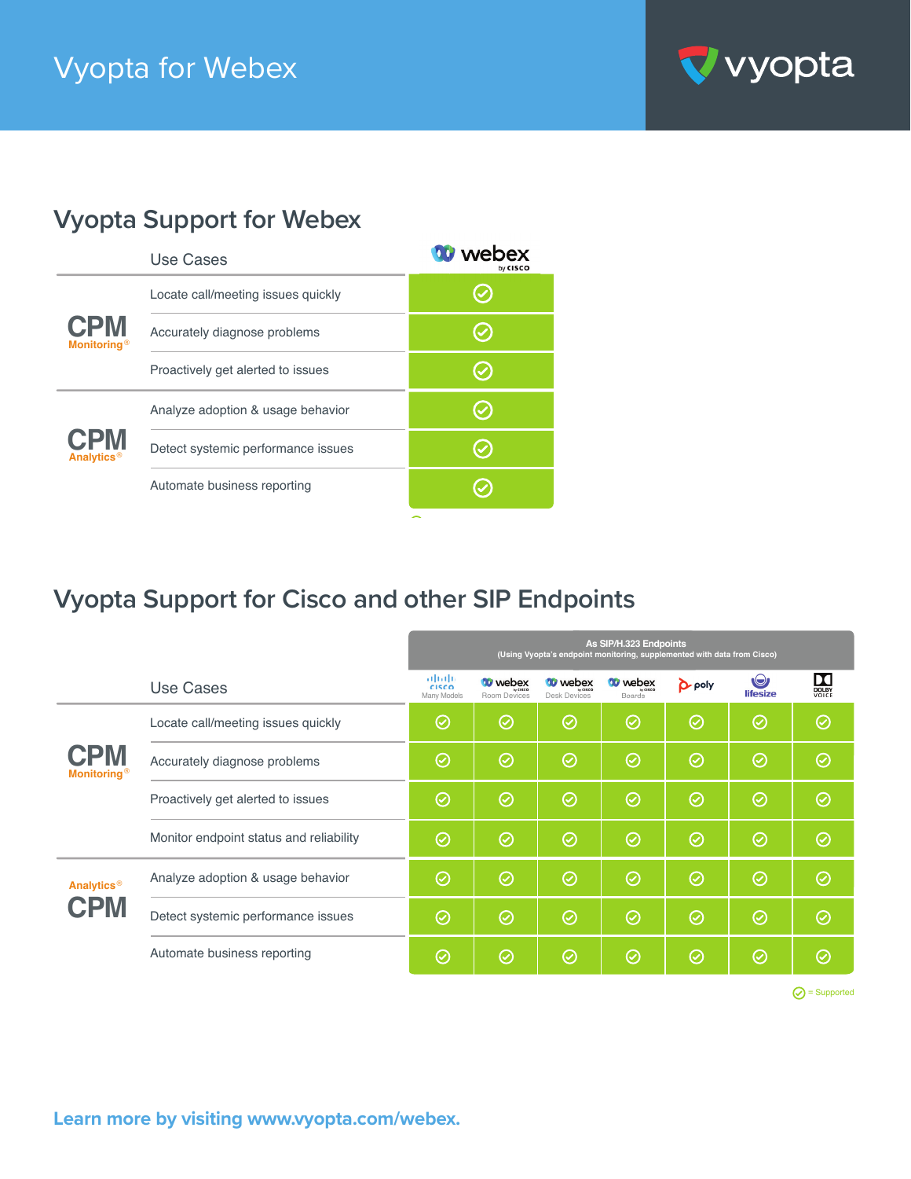# Vyopta for Webex

vyopta

## Vyopta Support for Webex

| | Use Cases | webex by Cisco |
|---|---|---|
| CPM Monitoring® | Locate call/meeting issues quickly | ✓ |
| | Accurately diagnose problems | ✓ |
| | Proactively get alerted to issues | ✓ |
| CPM Analytics® | Analyze adoption & usage behavior | ✓ |
| | Detect systemic performance issues | ✓ |
| | Automate business reporting | ✓ |

## Vyopta Support for Cisco and other SIP Endpoints

| | | As SIP/H.323 Endpoints (Using Vyopta's endpoint monitoring, supplemented with data from Cisco) | | | | | | |
|---|---|---|---|---|---|---|---|---|
| | Use Cases | Cisco Many Models | webex Room Devices | webex Desk Devices | webex Boards | poly | lifesize | Dolby Voice |
| CPM Monitoring® | Locate call/meeting issues quickly | ✓ | ✓ | ✓ | ✓ | ✓ | ✓ | ✓ |
| | Accurately diagnose problems | ✓ | ✓ | ✓ | ✓ | ✓ | ✓ | ✓ |
| | Proactively get alerted to issues | ✓ | ✓ | ✓ | ✓ | ✓ | ✓ | ✓ |
| | Monitor endpoint status and reliability | ✓ | ✓ | ✓ | ✓ | ✓ | ✓ | ✓ |
| Analytics® CPM | Analyze adoption & usage behavior | ✓ | ✓ | ✓ | ✓ | ✓ | ✓ | ✓ |
| | Detect systemic performance issues | ✓ | ✓ | ✓ | ✓ | ✓ | ✓ | ✓ |
| | Automate business reporting | ✓ | ✓ | ✓ | ✓ | ✓ | ✓ | ✓ |

✓ = Supported

**Learn more by visiting www.vyopta.com/webex.**